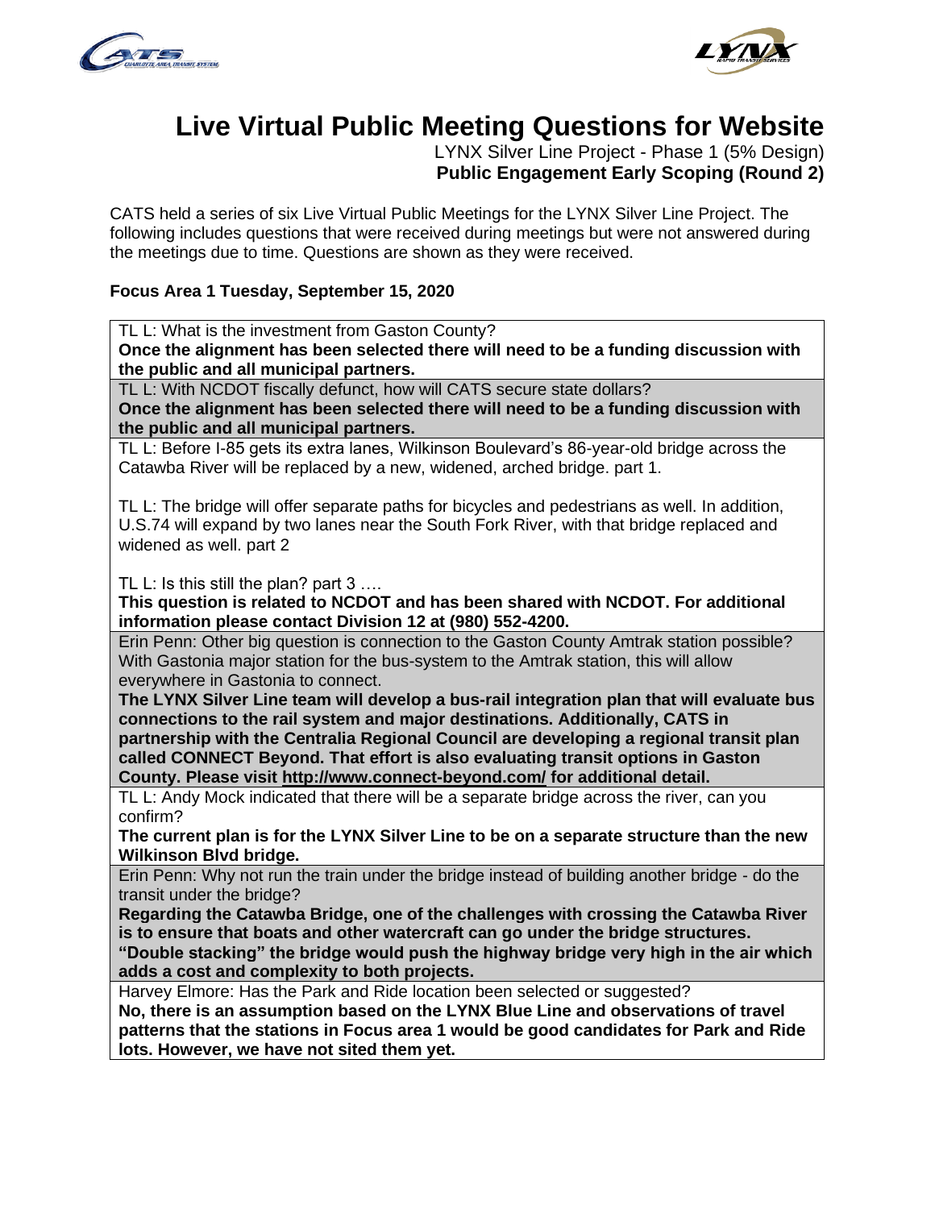# Live Virtual Public Meeting Questions for Website

LYNX Silver Line Project - Phase 1 (5% Design)
**Public Engagement Early Scoping (Round 2)**

CATS held a series of six Live Virtual Public Meetings for the LYNX Silver Line Project. The following includes questions that were received during meetings but were not answered during the meetings due to time. Questions are shown as they were received.

**Focus Area 1 Tuesday, September 15, 2020**

TL L: What is the investment from Gaston County?
**Once the alignment has been selected there will need to be a funding discussion with the public and all municipal partners.**

TL L: With NCDOT fiscally defunct, how will CATS secure state dollars?
**Once the alignment has been selected there will need to be a funding discussion with the public and all municipal partners.**

TL L: Before I-85 gets its extra lanes, Wilkinson Boulevard's 86-year-old bridge across the Catawba River will be replaced by a new, widened, arched bridge. part 1.

TL L: The bridge will offer separate paths for bicycles and pedestrians as well. In addition, U.S.74 will expand by two lanes near the South Fork River, with that bridge replaced and widened as well. part 2

TL L: Is this still the plan? part 3 ….
**This question is related to NCDOT and has been shared with NCDOT. For additional information please contact Division 12 at (980) 552-4200.**

Erin Penn: Other big question is connection to the Gaston County Amtrak station possible? With Gastonia major station for the bus-system to the Amtrak station, this will allow everywhere in Gastonia to connect.
**The LYNX Silver Line team will develop a bus-rail integration plan that will evaluate bus connections to the rail system and major destinations. Additionally, CATS in partnership with the Centralia Regional Council are developing a regional transit plan called CONNECT Beyond. That effort is also evaluating transit options in Gaston County. Please visit http://www.connect-beyond.com/ for additional detail.**

TL L: Andy Mock indicated that there will be a separate bridge across the river, can you confirm?
**The current plan is for the LYNX Silver Line to be on a separate structure than the new Wilkinson Blvd bridge.**

Erin Penn: Why not run the train under the bridge instead of building another bridge - do the transit under the bridge?
**Regarding the Catawba Bridge, one of the challenges with crossing the Catawba River is to ensure that boats and other watercraft can go under the bridge structures. "Double stacking" the bridge would push the highway bridge very high in the air which adds a cost and complexity to both projects.**

Harvey Elmore: Has the Park and Ride location been selected or suggested?
**No, there is an assumption based on the LYNX Blue Line and observations of travel patterns that the stations in Focus area 1 would be good candidates for Park and Ride lots. However, we have not sited them yet.**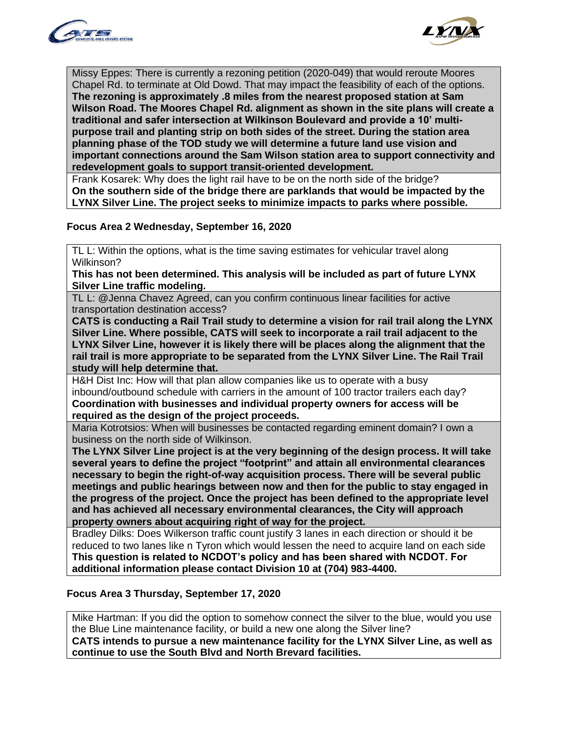Missy Eppes: There is currently a rezoning petition (2020-049) that would reroute Moores Chapel Rd. to terminate at Old Dowd. That may impact the feasibility of each of the options.
**The rezoning is approximately .8 miles from the nearest proposed station at Sam Wilson Road. The Moores Chapel Rd. alignment as shown in the site plans will create a traditional and safer intersection at Wilkinson Boulevard and provide a 10' multi-purpose trail and planting strip on both sides of the street. During the station area planning phase of the TOD study we will determine a future land use vision and important connections around the Sam Wilson station area to support connectivity and redevelopment goals to support transit-oriented development.**

Frank Kosarek: Why does the light rail have to be on the north side of the bridge?
**On the southern side of the bridge there are parklands that would be impacted by the LYNX Silver Line. The project seeks to minimize impacts to parks where possible.**

**Focus Area 2 Wednesday, September 16, 2020**

TL L: Within the options, what is the time saving estimates for vehicular travel along Wilkinson?
**This has not been determined. This analysis will be included as part of future LYNX Silver Line traffic modeling.**

TL L: @Jenna Chavez Agreed, can you confirm continuous linear facilities for active transportation destination access?
**CATS is conducting a Rail Trail study to determine a vision for rail trail along the LYNX Silver Line. Where possible, CATS will seek to incorporate a rail trail adjacent to the LYNX Silver Line, however it is likely there will be places along the alignment that the rail trail is more appropriate to be separated from the LYNX Silver Line. The Rail Trail study will help determine that.**

H&H Dist Inc: How will that plan allow companies like us to operate with a busy inbound/outbound schedule with carriers in the amount of 100 tractor trailers each day?
**Coordination with businesses and individual property owners for access will be required as the design of the project proceeds.**

Maria Kotrotsios: When will businesses be contacted regarding eminent domain? I own a business on the north side of Wilkinson.
**The LYNX Silver Line project is at the very beginning of the design process. It will take several years to define the project "footprint" and attain all environmental clearances necessary to begin the right-of-way acquisition process. There will be several public meetings and public hearings between now and then for the public to stay engaged in the progress of the project. Once the project has been defined to the appropriate level and has achieved all necessary environmental clearances, the City will approach property owners about acquiring right of way for the project.**

Bradley Dilks: Does Wilkerson traffic count justify 3 lanes in each direction or should it be reduced to two lanes like n Tyron which would lessen the need to acquire land on each side
**This question is related to NCDOT's policy and has been shared with NCDOT. For additional information please contact Division 10 at (704) 983-4400.**

**Focus Area 3 Thursday, September 17, 2020**

Mike Hartman: If you did the option to somehow connect the silver to the blue, would you use the Blue Line maintenance facility, or build a new one along the Silver line?
**CATS intends to pursue a new maintenance facility for the LYNX Silver Line, as well as continue to use the South Blvd and North Brevard facilities.**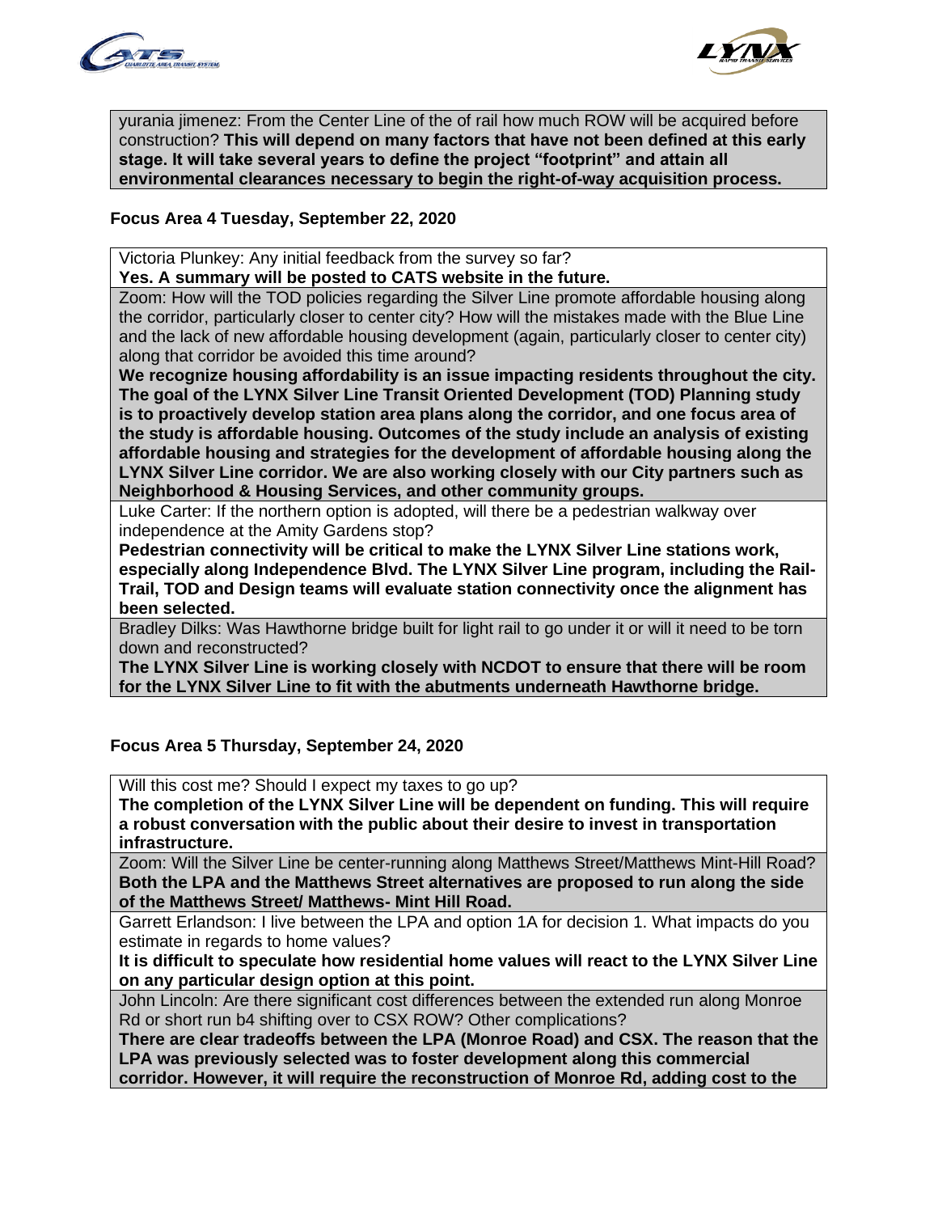yurania jimenez: From the Center Line of the of rail how much ROW will be acquired before construction? **This will depend on many factors that have not been defined at this early stage. It will take several years to define the project "footprint" and attain all environmental clearances necessary to begin the right-of-way acquisition process.**

**Focus Area 4 Tuesday, September 22, 2020**

Victoria Plunkey: Any initial feedback from the survey so far?
**Yes. A summary will be posted to CATS website in the future.**

Zoom: How will the TOD policies regarding the Silver Line promote affordable housing along the corridor, particularly closer to center city? How will the mistakes made with the Blue Line and the lack of new affordable housing development (again, particularly closer to center city) along that corridor be avoided this time around?
**We recognize housing affordability is an issue impacting residents throughout the city. The goal of the LYNX Silver Line Transit Oriented Development (TOD) Planning study is to proactively develop station area plans along the corridor, and one focus area of the study is affordable housing. Outcomes of the study include an analysis of existing affordable housing and strategies for the development of affordable housing along the LYNX Silver Line corridor. We are also working closely with our City partners such as Neighborhood & Housing Services, and other community groups.**

Luke Carter: If the northern option is adopted, will there be a pedestrian walkway over independence at the Amity Gardens stop?
**Pedestrian connectivity will be critical to make the LYNX Silver Line stations work, especially along Independence Blvd. The LYNX Silver Line program, including the Rail-Trail, TOD and Design teams will evaluate station connectivity once the alignment has been selected.**

Bradley Dilks: Was Hawthorne bridge built for light rail to go under it or will it need to be torn down and reconstructed?
**The LYNX Silver Line is working closely with NCDOT to ensure that there will be room for the LYNX Silver Line to fit with the abutments underneath Hawthorne bridge.**

**Focus Area 5 Thursday, September 24, 2020**

Will this cost me? Should I expect my taxes to go up?
**The completion of the LYNX Silver Line will be dependent on funding. This will require a robust conversation with the public about their desire to invest in transportation infrastructure.**

Zoom: Will the Silver Line be center-running along Matthews Street/Matthews Mint-Hill Road?
**Both the LPA and the Matthews Street alternatives are proposed to run along the side of the Matthews Street/ Matthews- Mint Hill Road.**

Garrett Erlandson: I live between the LPA and option 1A for decision 1. What impacts do you estimate in regards to home values?
**It is difficult to speculate how residential home values will react to the LYNX Silver Line on any particular design option at this point.**

John Lincoln: Are there significant cost differences between the extended run along Monroe Rd or short run b4 shifting over to CSX ROW? Other complications?
**There are clear tradeoffs between the LPA (Monroe Road) and CSX. The reason that the LPA was previously selected was to foster development along this commercial corridor. However, it will require the reconstruction of Monroe Rd, adding cost to the**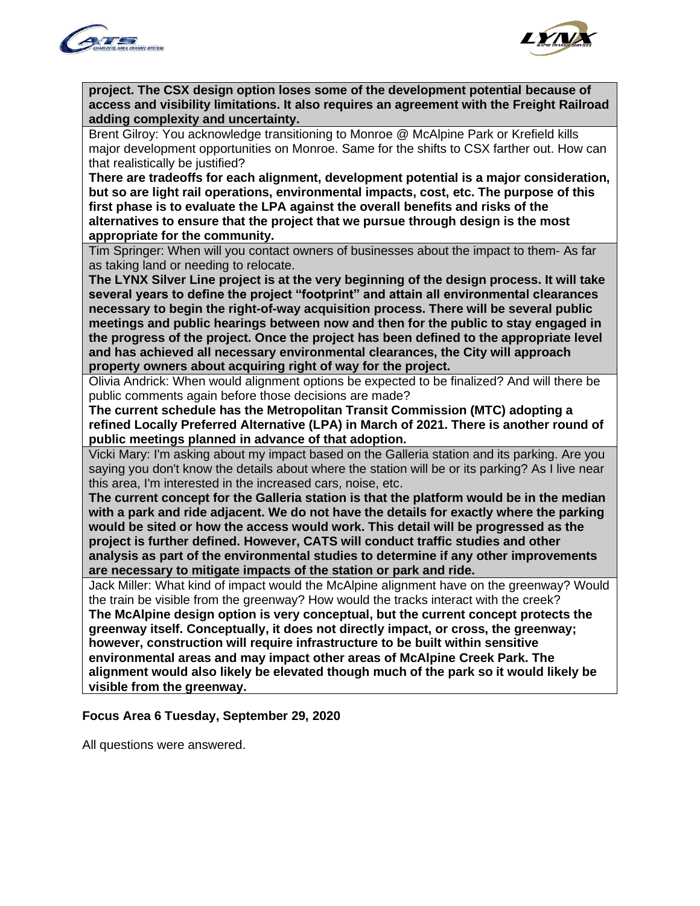**project. The CSX design option loses some of the development potential because of access and visibility limitations. It also requires an agreement with the Freight Railroad adding complexity and uncertainty.**

Brent Gilroy: You acknowledge transitioning to Monroe @ McAlpine Park or Krefield kills major development opportunities on Monroe. Same for the shifts to CSX farther out. How can that realistically be justified?

**There are tradeoffs for each alignment, development potential is a major consideration, but so are light rail operations, environmental impacts, cost, etc. The purpose of this first phase is to evaluate the LPA against the overall benefits and risks of the alternatives to ensure that the project that we pursue through design is the most appropriate for the community.**

Tim Springer: When will you contact owners of businesses about the impact to them- As far as taking land or needing to relocate.

**The LYNX Silver Line project is at the very beginning of the design process. It will take several years to define the project "footprint" and attain all environmental clearances necessary to begin the right-of-way acquisition process. There will be several public meetings and public hearings between now and then for the public to stay engaged in the progress of the project. Once the project has been defined to the appropriate level and has achieved all necessary environmental clearances, the City will approach property owners about acquiring right of way for the project.**

Olivia Andrick: When would alignment options be expected to be finalized? And will there be public comments again before those decisions are made?

**The current schedule has the Metropolitan Transit Commission (MTC) adopting a refined Locally Preferred Alternative (LPA) in March of 2021. There is another round of public meetings planned in advance of that adoption.**

Vicki Mary: I'm asking about my impact based on the Galleria station and its parking. Are you saying you don't know the details about where the station will be or its parking? As I live near this area, I'm interested in the increased cars, noise, etc.

**The current concept for the Galleria station is that the platform would be in the median with a park and ride adjacent. We do not have the details for exactly where the parking would be sited or how the access would work. This detail will be progressed as the project is further defined. However, CATS will conduct traffic studies and other analysis as part of the environmental studies to determine if any other improvements are necessary to mitigate impacts of the station or park and ride.**

Jack Miller: What kind of impact would the McAlpine alignment have on the greenway? Would the train be visible from the greenway? How would the tracks interact with the creek?

**The McAlpine design option is very conceptual, but the current concept protects the greenway itself. Conceptually, it does not directly impact, or cross, the greenway; however, construction will require infrastructure to be built within sensitive environmental areas and may impact other areas of McAlpine Creek Park. The alignment would also likely be elevated though much of the park so it would likely be visible from the greenway.**

**Focus Area 6 Tuesday, September 29, 2020**

All questions were answered.